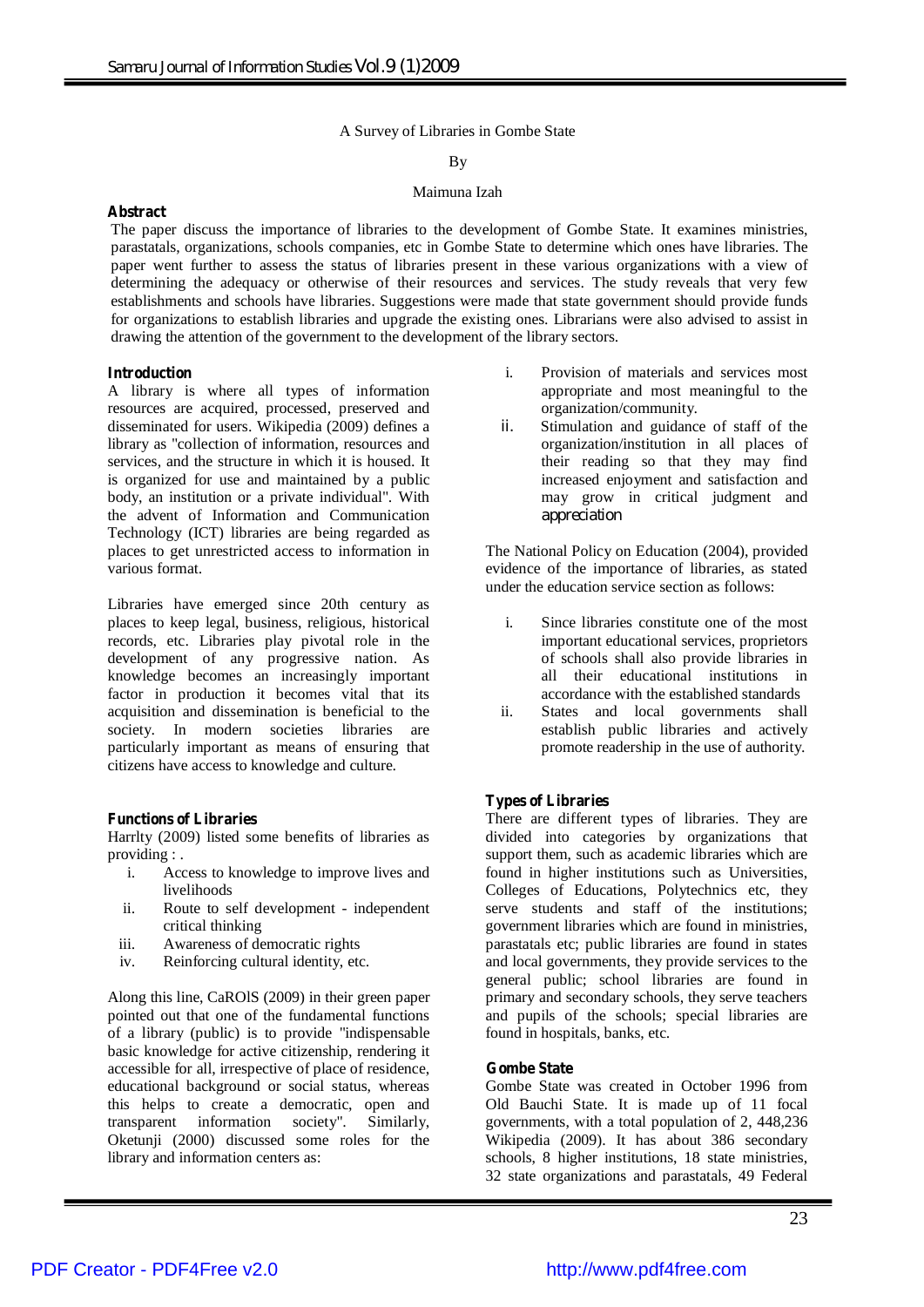# A Survey of Libraries in Gombe State

By

Maimuna Izah

**Abstract**

The paper discuss the importance of libraries to the development of Gombe State. It examines ministries, parastatals, organizations, schools companies, etc in Gombe State to determine which ones have libraries. The paper went further to assess the status of libraries present in these various organizations with a view of determining the adequacy or otherwise of their resources and services. The study reveals that very few establishments and schools have libraries. Suggestions were made that state government should provide funds for organizations to establish libraries and upgrade the existing ones. Librarians were also advised to assist in drawing the attention of the government to the development of the library sectors.

## Introduction

A library is where all types of information resources are acquired, processed, preserved and disseminated for users. Wikipedia (2009) defines a library as "collection of information, resources and services, and the structure in which it is housed. It is organized for use and maintained by a public body, an institution or a private individual". With the advent of Information and Communication Technology (ICT) libraries are being regarded as places to get unrestricted access to information in various format.

Libraries have emerged since 20th century as places to keep legal, business, religious, historical records, etc. Libraries play pivotal role in the development of any progressive nation. As knowledge becomes an increasingly important factor in production it becomes vital that its acquisition and dissemination is beneficial to the society. In modern societies libraries are particularly important as means of ensuring that citizens have access to knowledge and culture.

## Functions of Libraries

Harrlty (2009) listed some benefits of libraries as providing : .

i. Access to knowledge to improve lives and livelihoods
ii. Route to self development - independent critical thinking
iii. Awareness of democratic rights
iv. Reinforcing cultural identity, etc.

Along this line, CaROlS (2009) in their green paper pointed out that one of the fundamental functions of a library (public) is to provide "indispensable basic knowledge for active citizenship, rendering it accessible for all, irrespective of place of residence, educational background or social status, whereas this helps to create a democratic, open and transparent information society". Similarly, Oketunji (2000) discussed some roles for the library and information centers as:

i. Provision of materials and services most appropriate and most meaningful to the organization/community.
ii. Stimulation and guidance of staff of the organization/institution in all places of their reading so that they may find increased enjoyment and satisfaction and may grow in critical judgment and appreciation

The National Policy on Education (2004), provided evidence of the importance of libraries, as stated under the education service section as follows:

i. Since libraries constitute one of the most important educational services, proprietors of schools shall also provide libraries in all their educational institutions in accordance with the established standards
ii. States and local governments shall establish public libraries and actively promote readership in the use of authority.

## Types of Libraries

There are different types of libraries. They are divided into categories by organizations that support them, such as academic libraries which are found in higher institutions such as Universities, Colleges of Educations, Polytechnics etc, they serve students and staff of the institutions; government libraries which are found in ministries, parastatals etc; public libraries are found in states and local governments, they provide services to the general public; school libraries are found in primary and secondary schools, they serve teachers and pupils of the schools; special libraries are found in hospitals, banks, etc.

## Gombe State

Gombe State was created in October 1996 from Old Bauchi State. It is made up of 11 focal governments, with a total population of 2, 448,236 Wikipedia (2009). It has about 386 secondary schools, 8 higher institutions, 18 state ministries, 32 state organizations and parastatals, 49 Federal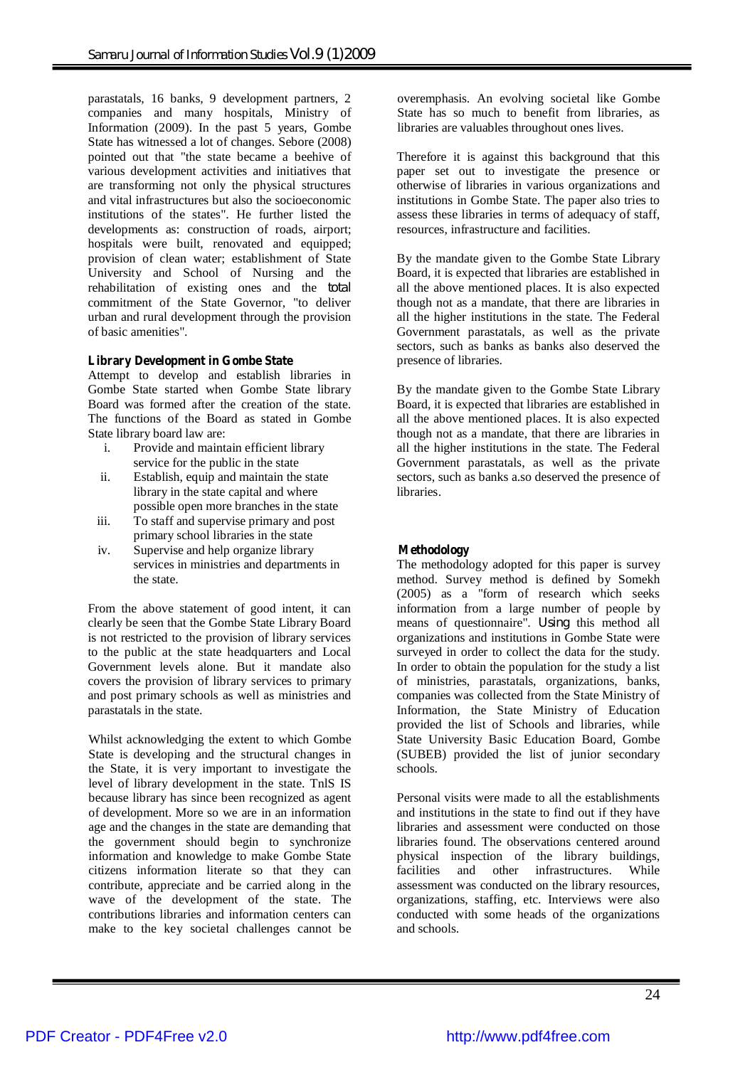parastatals, 16 banks, 9 development partners, 2 companies and many hospitals, Ministry of Information (2009). In the past 5 years, Gombe State has witnessed a lot of changes. Sebore (2008) pointed out that "the state became a beehive of various development activities and initiatives that are transforming not only the physical structures and vital infrastructures but also the socioeconomic institutions of the states". He further listed the developments as: construction of roads, airport; hospitals were built, renovated and equipped; provision of clean water; establishment of State University and School of Nursing and the rehabilitation of existing ones and the total commitment of the State Governor, "to deliver urban and rural development through the provision of basic amenities".

**Library Development in Gombe State**

Attempt to develop and establish libraries in Gombe State started when Gombe State library Board was formed after the creation of the state. The functions of the Board as stated in Gombe State library board law are:

i. Provide and maintain efficient library service for the public in the state
ii. Establish, equip and maintain the state library in the state capital and where possible open more branches in the state
iii. To staff and supervise primary and post primary school libraries in the state
iv. Supervise and help organize library services in ministries and departments in the state.

From the above statement of good intent, it can clearly be seen that the Gombe State Library Board is not restricted to the provision of library services to the public at the state headquarters and Local Government levels alone. But it mandate also covers the provision of library services to primary and post primary schools as well as ministries and parastatals in the state.

Whilst acknowledging the extent to which Gombe State is developing and the structural changes in the State, it is very important to investigate the level of library development in the state. TnlS IS because library has since been recognized as agent of development. More so we are in an information age and the changes in the state are demanding that the government should begin to synchronize information and knowledge to make Gombe State citizens information literate so that they can contribute, appreciate and be carried along in the wave of the development of the state. The contributions libraries and information centers can make to the key societal challenges cannot be overemphasis. An evolving societal like Gombe State has so much to benefit from libraries, as libraries are valuables throughout ones lives.

Therefore it is against this background that this paper set out to investigate the presence or otherwise of libraries in various organizations and institutions in Gombe State. The paper also tries to assess these libraries in terms of adequacy of staff, resources, infrastructure and facilities.

By the mandate given to the Gombe State Library Board, it is expected that libraries are established in all the above mentioned places. It is also expected though not as a mandate, that there are libraries in all the higher institutions in the state. The Federal Government parastatals, as well as the private sectors, such as banks as banks also deserved the presence of libraries.

By the mandate given to the Gombe State Library Board, it is expected that libraries are established in all the above mentioned places. It is also expected though not as a mandate, that there are libraries in all the higher institutions in the state. The Federal Government parastatals, as well as the private sectors, such as banks a.so deserved the presence of libraries.

**Methodology**

The methodology adopted for this paper is survey method. Survey method is defined by Somekh (2005) as a "form of research which seeks information from a large number of people by means of questionnaire". Using this method all organizations and institutions in Gombe State were surveyed in order to collect the data for the study. In order to obtain the population for the study a list of ministries, parastatals, organizations, banks, companies was collected from the State Ministry of Information, the State Ministry of Education provided the list of Schools and libraries, while State University Basic Education Board, Gombe (SUBEB) provided the list of junior secondary schools.

Personal visits were made to all the establishments and institutions in the state to find out if they have libraries and assessment were conducted on those libraries found. The observations centered around physical inspection of the library buildings, facilities and other infrastructures. While assessment was conducted on the library resources, organizations, staffing, etc. Interviews were also conducted with some heads of the organizations and schools.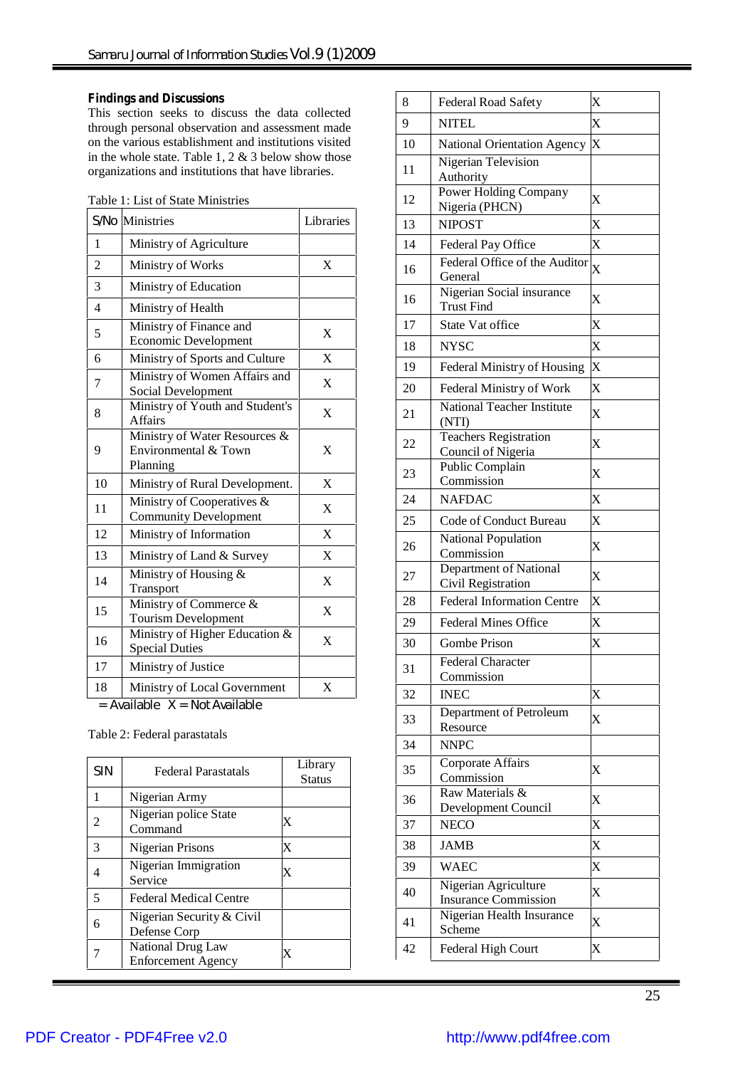### Findings and Discussions

This section seeks to discuss the data collected through personal observation and assessment made on the various establishment and institutions visited in the whole state. Table 1, 2 & 3 below show those organizations and institutions that have libraries.

Table 1: List of State Ministries

| S/No | Ministries | Libraries |
|---|---|---|
| 1 | Ministry of Agriculture | |
| 2 | Ministry of Works | X |
| 3 | Ministry of Education | |
| 4 | Ministry of Health | |
| 5 | Ministry of Finance and Economic Development | X |
| 6 | Ministry of Sports and Culture | X |
| 7 | Ministry of Women Affairs and Social Development | X |
| 8 | Ministry of Youth and Student's Affairs | X |
| 9 | Ministry of Water Resources & Environmental & Town Planning | X |
| 10 | Ministry of Rural Development. | X |
| 11 | Ministry of Cooperatives & Community Development | X |
| 12 | Ministry of Information | X |
| 13 | Ministry of Land & Survey | X |
| 14 | Ministry of Housing & Transport | X |
| 15 | Ministry of Commerce & Tourism Development | X |
| 16 | Ministry of Higher Education & Special Duties | X |
| 17 | Ministry of Justice | |
| 18 | Ministry of Local Government | X |

= Available X = Not Available

Table 2: Federal parastatals

| S/N | Federal Parastatals | Library Status |
|---|---|---|
| 1 | Nigerian Army | |
| 2 | Nigerian police State Command | X |
| 3 | Nigerian Prisons | X |
| 4 | Nigerian Immigration Service | X |
| 5 | Federal Medical Centre | |
| 6 | Nigerian Security & Civil Defense Corp | |
| 7 | National Drug Law Enforcement Agency | X |
| 8 | Federal Road Safety | X |
| 9 | NITEL | X |
| 10 | National Orientation Agency | X |
| 11 | Nigerian Television Authority | |
| 12 | Power Holding Company Nigeria (PHCN) | X |
| 13 | NIPOST | X |
| 14 | Federal Pay Office | X |
| 16 | Federal Office of the Auditor General | X |
| 16 | Nigerian Social insurance Trust Find | X |
| 17 | State Vat office | X |
| 18 | NYSC | X |
| 19 | Federal Ministry of Housing | X |
| 20 | Federal Ministry of Work | X |
| 21 | National Teacher Institute (NTI) | X |
| 22 | Teachers Registration Council of Nigeria | X |
| 23 | Public Complain Commission | X |
| 24 | NAFDAC | X |
| 25 | Code of Conduct Bureau | X |
| 26 | National Population Commission | X |
| 27 | Department of National Civil Registration | X |
| 28 | Federal Information Centre | X |
| 29 | Federal Mines Office | X |
| 30 | Gombe Prison | X |
| 31 | Federal Character Commission | |
| 32 | INEC | X |
| 33 | Department of Petroleum Resource | X |
| 34 | NNPC | |
| 35 | Corporate Affairs Commission | X |
| 36 | Raw Materials & Development Council | X |
| 37 | NECO | X |
| 38 | JAMB | X |
| 39 | WAEC | X |
| 40 | Nigerian Agriculture Insurance Commission | X |
| 41 | Nigerian Health Insurance Scheme | X |
| 42 | Federal High Court | X |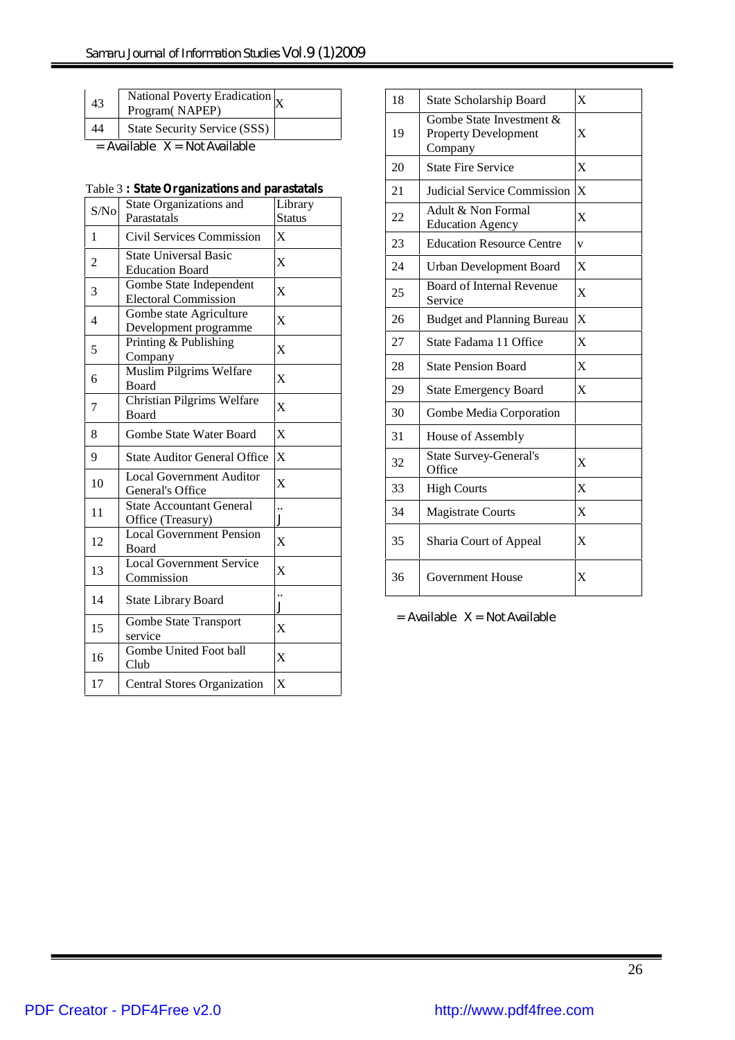| | | |
|---|---|---|
| 43 | National Poverty Eradication Program( NAPEP) | X |
| 44 | State Security Service (SSS) | |

= Available X = Not Available

Table 3 **: State Organizations and parastatals**

| S/No | State Organizations and Parastatals | Library Status |
|---|---|---|
| 1 | Civil Services Commission | X |
| 2 | State Universal Basic Education Board | X |
| 3 | Gombe State Independent Electoral Commission | X |
| 4 | Gombe state Agriculture Development programme | X |
| 5 | Printing & Publishing Company | X |
| 6 | Muslim Pilgrims Welfare Board | X |
| 7 | Christian Pilgrims Welfare Board | X |
| 8 | Gombe State Water Board | X |
| 9 | State Auditor General Office | X |
| 10 | Local Government Auditor General's Office | X |
| 11 | State Accountant General Office (Treasury) | ..J |
| 12 | Local Government Pension Board | X |
| 13 | Local Government Service Commission | X |
| 14 | State Library Board | ..J |
| 15 | Gombe State Transport service | X |
| 16 | Gombe United Foot ball Club | X |
| 17 | Central Stores Organization | X |
| 18 | State Scholarship Board | X |
| 19 | Gombe State Investment & Property Development Company | X |
| 20 | State Fire Service | X |
| 21 | Judicial Service Commission | X |
| 22 | Adult & Non Formal Education Agency | X |
| 23 | Education Resource Centre | v |
| 24 | Urban Development Board | X |
| 25 | Board of Internal Revenue Service | X |
| 26 | Budget and Planning Bureau | X |
| 27 | State Fadama 11 Office | X |
| 28 | State Pension Board | X |
| 29 | State Emergency Board | X |
| 30 | Gombe Media Corporation | |
| 31 | House of Assembly | |
| 32 | State Survey-General's Office | X |
| 33 | High Courts | X |
| 34 | Magistrate Courts | X |
| 35 | Sharia Court of Appeal | X |
| 36 | Government House | X |

= Available X = Not Available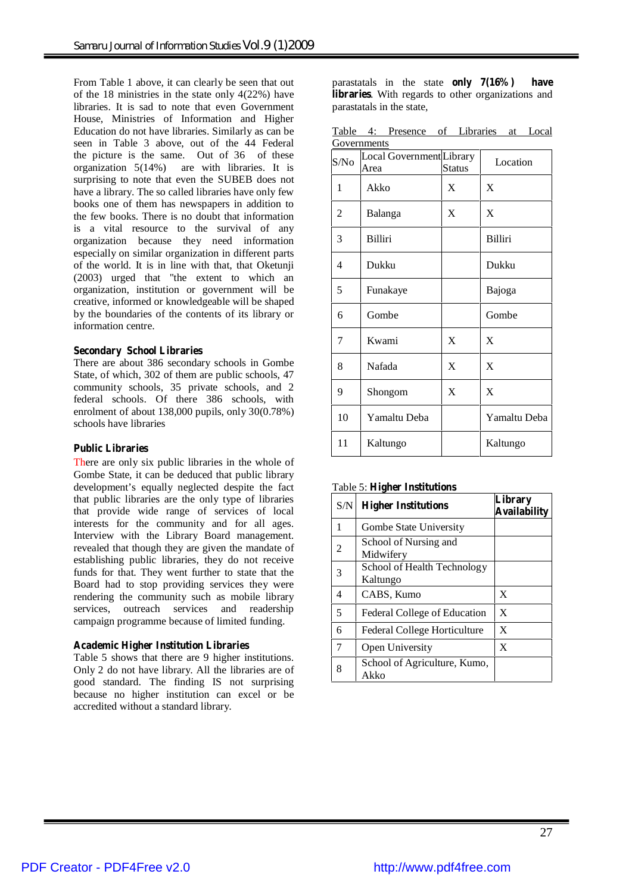From Table 1 above, it can clearly be seen that out of the 18 ministries in the state only 4(22%) have libraries. It is sad to note that even Government House, Ministries of Information and Higher Education do not have libraries. Similarly as can be seen in Table 3 above, out of the 44 Federal the picture is the same. Out of 36 of these organization 5(14%) are with libraries. It is surprising to note that even the SUBEB does not have a library. The so called libraries have only few books one of them has newspapers in addition to the few books. There is no doubt that information is a vital resource to the survival of any organization because they need information especially on similar organization in different parts of the world. It is in line with that, that Oketunji (2003) urged that "the extent to which an organization, institution or government will be creative, informed or knowledgeable will be shaped by the boundaries of the contents of its library or information centre.

### Secondary School Libraries

There are about 386 secondary schools in Gombe State, of which, 302 of them are public schools, 47 community schools, 35 private schools, and 2 federal schools. Of there 386 schools, with enrolment of about 138,000 pupils, only 30(0.78%) schools have libraries

### Public Libraries

There are only six public libraries in the whole of Gombe State, it can be deduced that public library development's equally neglected despite the fact that public libraries are the only type of libraries that provide wide range of services of local interests for the community and for all ages. Interview with the Library Board management. revealed that though they are given the mandate of establishing public libraries, they do not receive funds for that. They went further to state that the Board had to stop providing services they were rendering the community such as mobile library services, outreach services and readership campaign programme because of limited funding.

### Academic Higher Institution Libraries

Table 5 shows that there are 9 higher institutions. Only 2 do not have library. All the libraries are of good standard. The finding IS not surprising because no higher institution can excel or be accredited without a standard library.

parastatals in the state **only 7(16%) have libraries**. With regards to other organizations and parastatals in the state,

Table 4: Presence of Libraries at Local Governments

| S/No | Local Government Area | Library Status | Location |
|---|---|---|---|
| 1 | Akko | X | X |
| 2 | Balanga | X | X |
| 3 | Billiri | | Billiri |
| 4 | Dukku | | Dukku |
| 5 | Funakaye | | Bajoga |
| 6 | Gombe | | Gombe |
| 7 | Kwami | X | X |
| 8 | Nafada | X | X |
| 9 | Shongom | X | X |
| 10 | Yamaltu Deba | | Yamaltu Deba |
| 11 | Kaltungo | | Kaltungo |

Table 5: **Higher Institutions**

| S/N | **Higher Institutions** | **Library Availability** |
|---|---|---|
| 1 | Gombe State University | |
| 2 | School of Nursing and Midwifery | |
| 3 | School of Health Technology Kaltungo | |
| 4 | CABS, Kumo | X |
| 5 | Federal College of Education | X |
| 6 | Federal College Horticulture | X |
| 7 | Open University | X |
| 8 | School of Agriculture, Kumo, Akko | |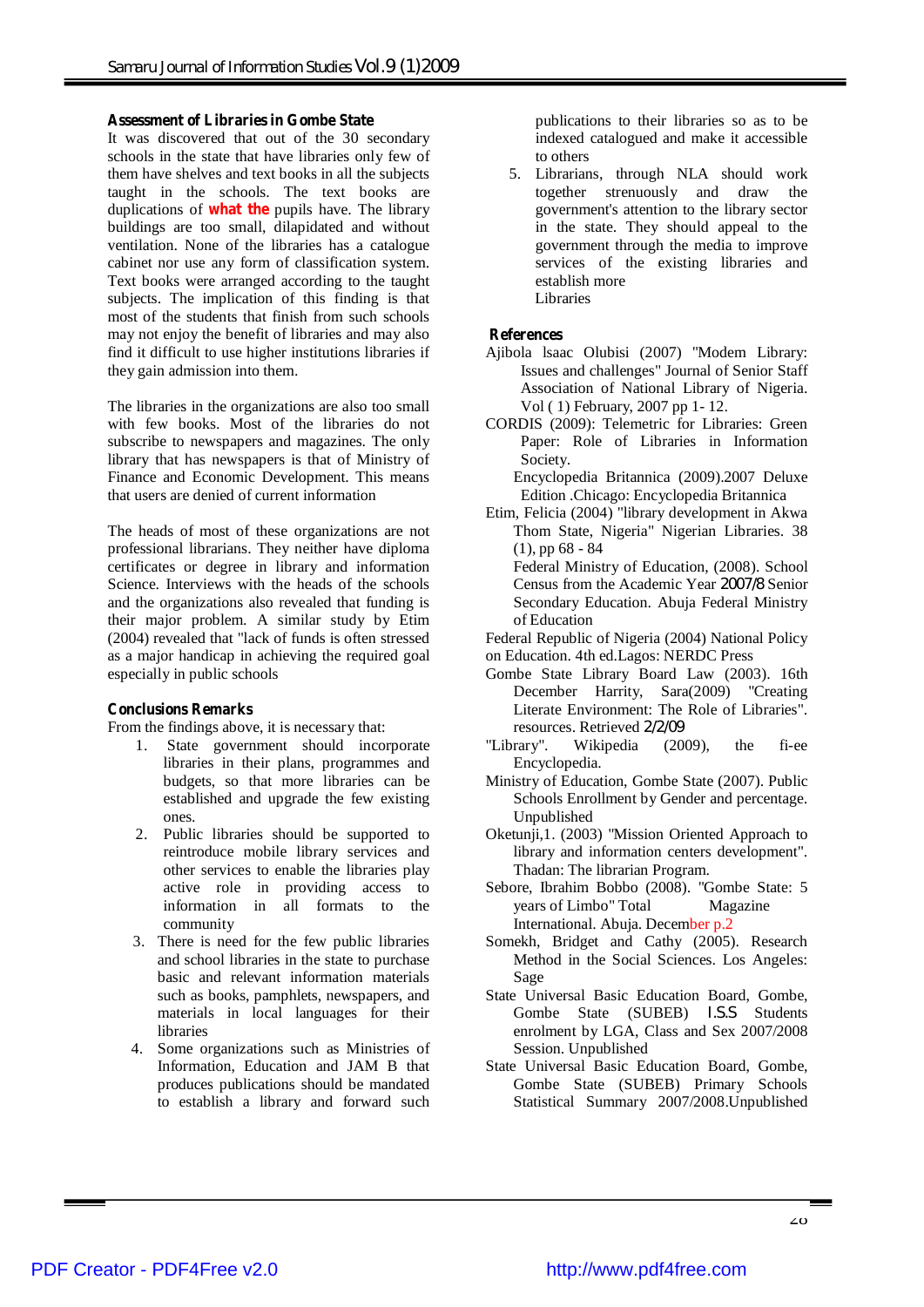## Assessment of Libraries in Gombe State

It was discovered that out of the 30 secondary schools in the state that have libraries only few of them have shelves and text books in all the subjects taught in the schools. The text books are duplications of **what the** pupils have. The library buildings are too small, dilapidated and without ventilation. None of the libraries has a catalogue cabinet nor use any form of classification system. Text books were arranged according to the taught subjects. The implication of this finding is that most of the students that finish from such schools may not enjoy the benefit of libraries and may also find it difficult to use higher institutions libraries if they gain admission into them.

The libraries in the organizations are also too small with few books. Most of the libraries do not subscribe to newspapers and magazines. The only library that has newspapers is that of Ministry of Finance and Economic Development. This means that users are denied of current information

The heads of most of these organizations are not professional librarians. They neither have diploma certificates or degree in library and information Science. Interviews with the heads of the schools and the organizations also revealed that funding is their major problem. A similar study by Etim (2004) revealed that "lack of funds is often stressed as a major handicap in achieving the required goal especially in public schools

## Conclusions Remarks

From the findings above, it is necessary that:

1. State government should incorporate libraries in their plans, programmes and budgets, so that more libraries can be established and upgrade the few existing ones.
2. Public libraries should be supported to reintroduce mobile library services and other services to enable the libraries play active role in providing access to information in all formats to the community
3. There is need for the few public libraries and school libraries in the state to purchase basic and relevant information materials such as books, pamphlets, newspapers, and materials in local languages for their libraries
4. Some organizations such as Ministries of Information, Education and JAM B that produces publications should be mandated to establish a library and forward such publications to their libraries so as to be indexed catalogued and make it accessible to others
5. Librarians, through NLA should work together strenuously and draw the government's attention to the library sector in the state. They should appeal to the government through the media to improve services of the existing libraries and establish more Libraries

## References

Ajibola lsaac Olubisi (2007) "Modem Library: Issues and challenges" Journal of Senior Staff Association of National Library of Nigeria. Vol ( 1) February, 2007 pp 1- 12.

CORDIS (2009): Telemetric for Libraries: Green Paper: Role of Libraries in Information Society.

Encyclopedia Britannica (2009).2007 Deluxe Edition .Chicago: Encyclopedia Britannica

Etim, Felicia (2004) "library development in Akwa Thom State, Nigeria" Nigerian Libraries. 38 (1), pp 68 - 84

Federal Ministry of Education, (2008). School Census from the Academic Year 2007/8 Senior Secondary Education. Abuja Federal Ministry of Education

Federal Republic of Nigeria (2004) National Policy on Education. 4th ed.Lagos: NERDC Press

Gombe State Library Board Law (2003). 16th December Harrity, Sara(2009) "Creating Literate Environment: The Role of Libraries". resources. Retrieved 2/2/09

"Library". Wikipedia (2009), the fi-ee Encyclopedia.

Ministry of Education, Gombe State (2007). Public Schools Enrollment by Gender and percentage. Unpublished

Oketunji,1. (2003) "Mission Oriented Approach to library and information centers development". Thadan: The librarian Program.

Sebore, Ibrahim Bobbo (2008). "Gombe State: 5 years of Limbo" Total Magazine International. Abuja. December p.2

Somekh, Bridget and Cathy (2005). Research Method in the Social Sciences. Los Angeles: Sage

State Universal Basic Education Board, Gombe, Gombe State (SUBEB) I.S.S Students enrolment by LGA, Class and Sex 2007/2008 Session. Unpublished

State Universal Basic Education Board, Gombe, Gombe State (SUBEB) Primary Schools Statistical Summary 2007/2008.Unpublished